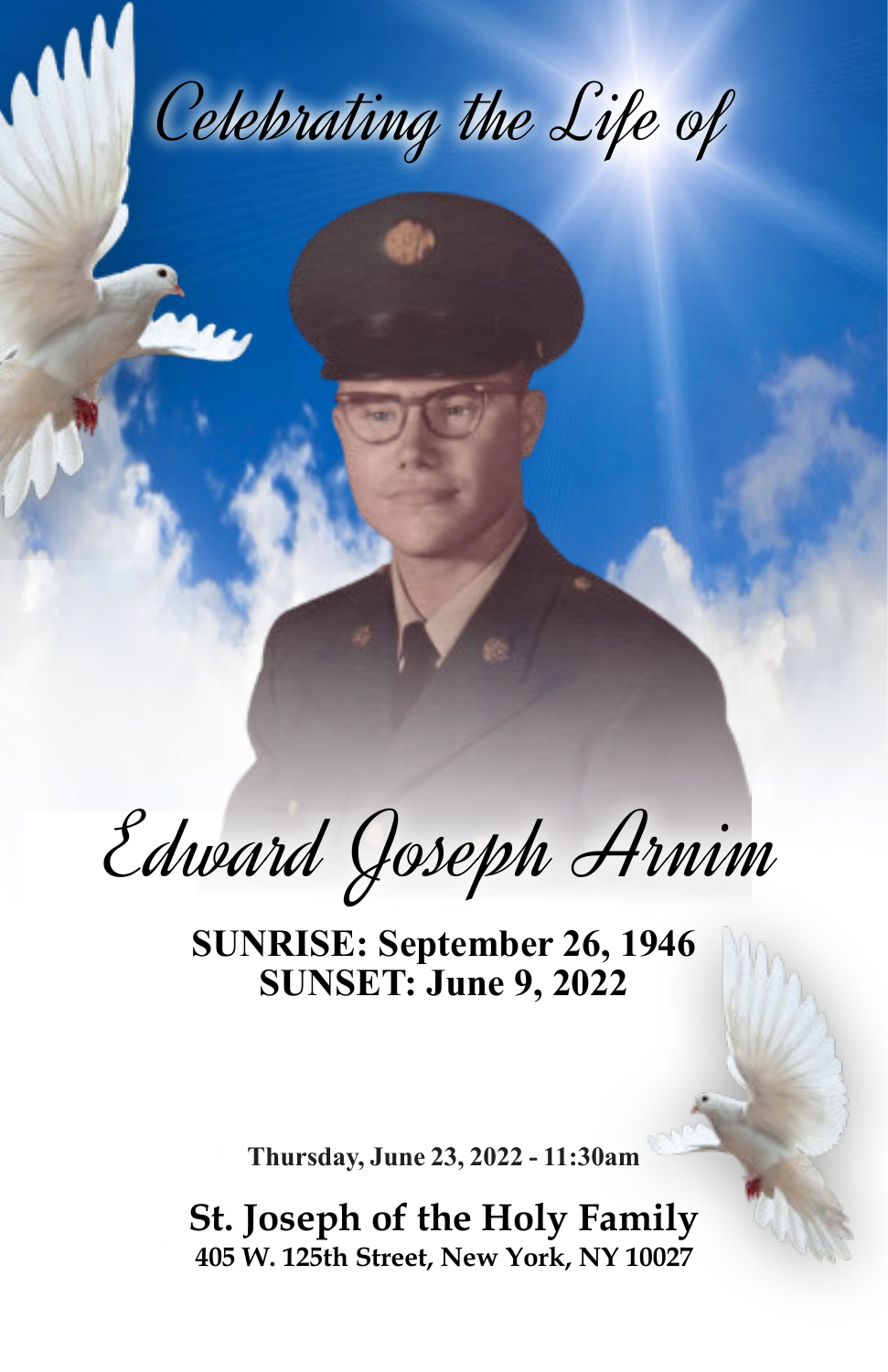*Celebrating the Life of*

# *Edward Joseph Arnim*

**SUNRISE: September 26, 1946**
**SUNSET: June 9, 2022**

**Thursday, June 23, 2022 - 11:30am**

**St. Joseph of the Holy Family**
**405 W. 125th Street, New York, NY 10027**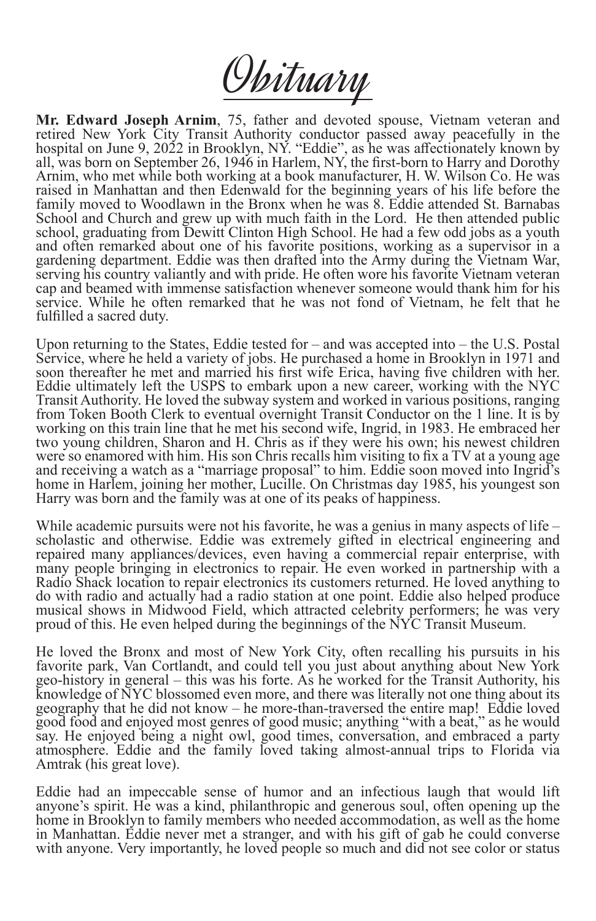# Obituary

**Mr. Edward Joseph Arnim**, 75, father and devoted spouse, Vietnam veteran and retired New York City Transit Authority conductor passed away peacefully in the hospital on June 9, 2022 in Brooklyn, NY. "Eddie", as he was affectionately known by all, was born on September 26, 1946 in Harlem, NY, the first-born to Harry and Dorothy Arnim, who met while both working at a book manufacturer, H. W. Wilson Co. He was raised in Manhattan and then Edenwald for the beginning years of his life before the family moved to Woodlawn in the Bronx when he was 8. Eddie attended St. Barnabas School and Church and grew up with much faith in the Lord. He then attended public school, graduating from Dewitt Clinton High School. He had a few odd jobs as a youth and often remarked about one of his favorite positions, working as a supervisor in a gardening department. Eddie was then drafted into the Army during the Vietnam War, serving his country valiantly and with pride. He often wore his favorite Vietnam veteran cap and beamed with immense satisfaction whenever someone would thank him for his service. While he often remarked that he was not fond of Vietnam, he felt that he fulfilled a sacred duty.

Upon returning to the States, Eddie tested for – and was accepted into – the U.S. Postal Service, where he held a variety of jobs. He purchased a home in Brooklyn in 1971 and soon thereafter he met and married his first wife Erica, having five children with her. Eddie ultimately left the USPS to embark upon a new career, working with the NYC Transit Authority. He loved the subway system and worked in various positions, ranging from Token Booth Clerk to eventual overnight Transit Conductor on the 1 line. It is by working on this train line that he met his second wife, Ingrid, in 1983. He embraced her two young children, Sharon and H. Chris as if they were his own; his newest children were so enamored with him. His son Chris recalls him visiting to fix a TV at a young age and receiving a watch as a "marriage proposal" to him. Eddie soon moved into Ingrid's home in Harlem, joining her mother, Lucille. On Christmas day 1985, his youngest son Harry was born and the family was at one of its peaks of happiness.

While academic pursuits were not his favorite, he was a genius in many aspects of life – scholastic and otherwise. Eddie was extremely gifted in electrical engineering and repaired many appliances/devices, even having a commercial repair enterprise, with many people bringing in electronics to repair. He even worked in partnership with a Radio Shack location to repair electronics its customers returned. He loved anything to do with radio and actually had a radio station at one point. Eddie also helped produce musical shows in Midwood Field, which attracted celebrity performers; he was very proud of this. He even helped during the beginnings of the NYC Transit Museum.

He loved the Bronx and most of New York City, often recalling his pursuits in his favorite park, Van Cortlandt, and could tell you just about anything about New York geo-history in general – this was his forte. As he worked for the Transit Authority, his knowledge of NYC blossomed even more, and there was literally not one thing about its geography that he did not know – he more-than-traversed the entire map! Eddie loved good food and enjoyed most genres of good music; anything "with a beat," as he would say. He enjoyed being a night owl, good times, conversation, and embraced a party atmosphere. Eddie and the family loved taking almost-annual trips to Florida via Amtrak (his great love).

Eddie had an impeccable sense of humor and an infectious laugh that would lift anyone's spirit. He was a kind, philanthropic and generous soul, often opening up the home in Brooklyn to family members who needed accommodation, as well as the home in Manhattan. Eddie never met a stranger, and with his gift of gab he could converse with anyone. Very importantly, he loved people so much and did not see color or status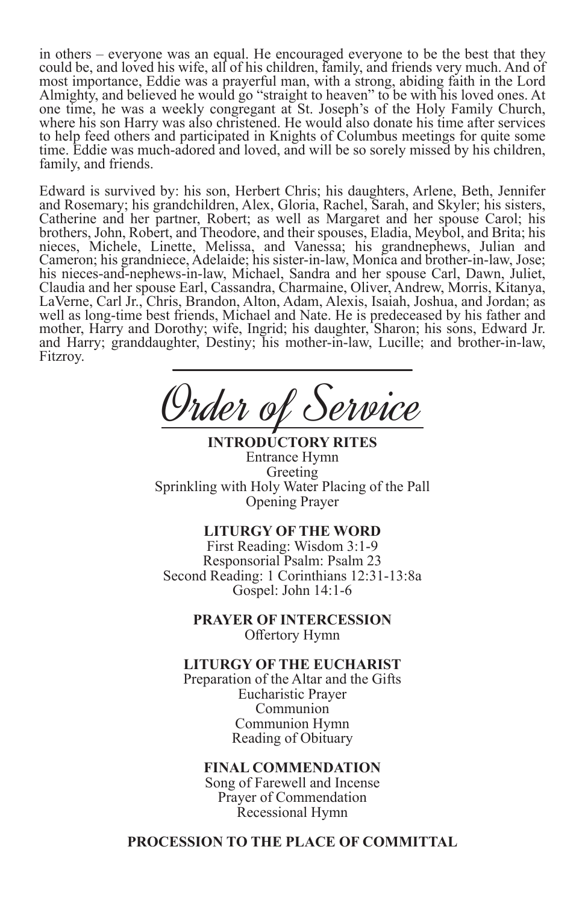in others – everyone was an equal. He encouraged everyone to be the best that they could be, and loved his wife, all of his children, family, and friends very much. And of most importance, Eddie was a prayerful man, with a strong, abiding faith in the Lord Almighty, and believed he would go "straight to heaven" to be with his loved ones. At one time, he was a weekly congregant at St. Joseph's of the Holy Family Church, where his son Harry was also christened. He would also donate his time after services to help feed others and participated in Knights of Columbus meetings for quite some time. Eddie was much-adored and loved, and will be so sorely missed by his children, family, and friends.

Edward is survived by: his son, Herbert Chris; his daughters, Arlene, Beth, Jennifer and Rosemary; his grandchildren, Alex, Gloria, Rachel, Sarah, and Skyler; his sisters, Catherine and her partner, Robert; as well as Margaret and her spouse Carol; his brothers, John, Robert, and Theodore, and their spouses, Eladia, Meybol, and Brita; his nieces, Michele, Linette, Melissa, and Vanessa; his grandnephews, Julian and Cameron; his grandniece, Adelaide; his sister-in-law, Monica and brother-in-law, Jose; his nieces-and-nephews-in-law, Michael, Sandra and her spouse Carl, Dawn, Juliet, Claudia and her spouse Earl, Cassandra, Charmaine, Oliver, Andrew, Morris, Kitanya, LaVerne, Carl Jr., Chris, Brandon, Alton, Adam, Alexis, Isaiah, Joshua, and Jordan; as well as long-time best friends, Michael and Nate. He is predeceased by his father and mother, Harry and Dorothy; wife, Ingrid; his daughter, Sharon; his sons, Edward Jr. and Harry; granddaughter, Destiny; his mother-in-law, Lucille; and brother-in-law, Fitzroy.

# Order of Service

**INTRODUCTORY RITES**
Entrance Hymn
Greeting
Sprinkling with Holy Water Placing of the Pall
Opening Prayer

**LITURGY OF THE WORD**
First Reading: Wisdom 3:1-9
Responsorial Psalm: Psalm 23
Second Reading: 1 Corinthians 12:31-13:8a
Gospel: John 14:1-6

**PRAYER OF INTERCESSION**
Offertory Hymn

**LITURGY OF THE EUCHARIST**
Preparation of the Altar and the Gifts
Eucharistic Prayer
Communion
Communion Hymn
Reading of Obituary

**FINAL COMMENDATION**
Song of Farewell and Incense
Prayer of Commendation
Recessional Hymn

**PROCESSION TO THE PLACE OF COMMITTAL**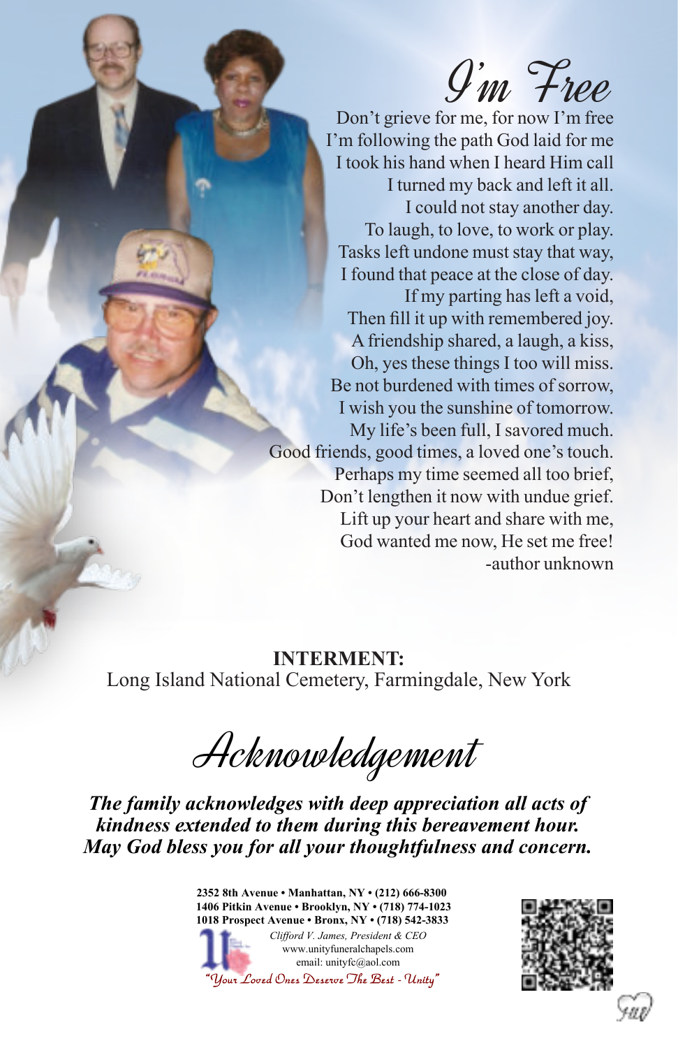# I'm Free

Don't grieve for me, for now I'm free
I'm following the path God laid for me
I took his hand when I heard Him call
I turned my back and left it all.
I could not stay another day.
To laugh, to love, to work or play.
Tasks left undone must stay that way,
I found that peace at the close of day.
If my parting has left a void,
Then fill it up with remembered joy.
A friendship shared, a laugh, a kiss,
Oh, yes these things I too will miss.
Be not burdened with times of sorrow,
I wish you the sunshine of tomorrow.
My life's been full, I savored much.
Good friends, good times, a loved one's touch.
Perhaps my time seemed all too brief,
Don't lengthen it now with undue grief.
Lift up your heart and share with me,
God wanted me now, He set me free!
-author unknown

**INTERMENT:**
Long Island National Cemetery, Farmingdale, New York

# Acknowledgement

***The family acknowledges with deep appreciation all acts of kindness extended to them during this bereavement hour. May God bless you for all your thoughtfulness and concern.***

**2352 8th Avenue • Manhattan, NY • (212) 666-8300**
**1406 Pitkin Avenue • Brooklyn, NY • (718) 774-1023**
**1018 Prospect Avenue • Bronx, NY • (718) 542-3833**

*Clifford V. James, President & CEO*
www.unityfuneralchapels.com
email: unityfc@aol.com

*"Your Loved Ones Deserve The Best - Unity"*